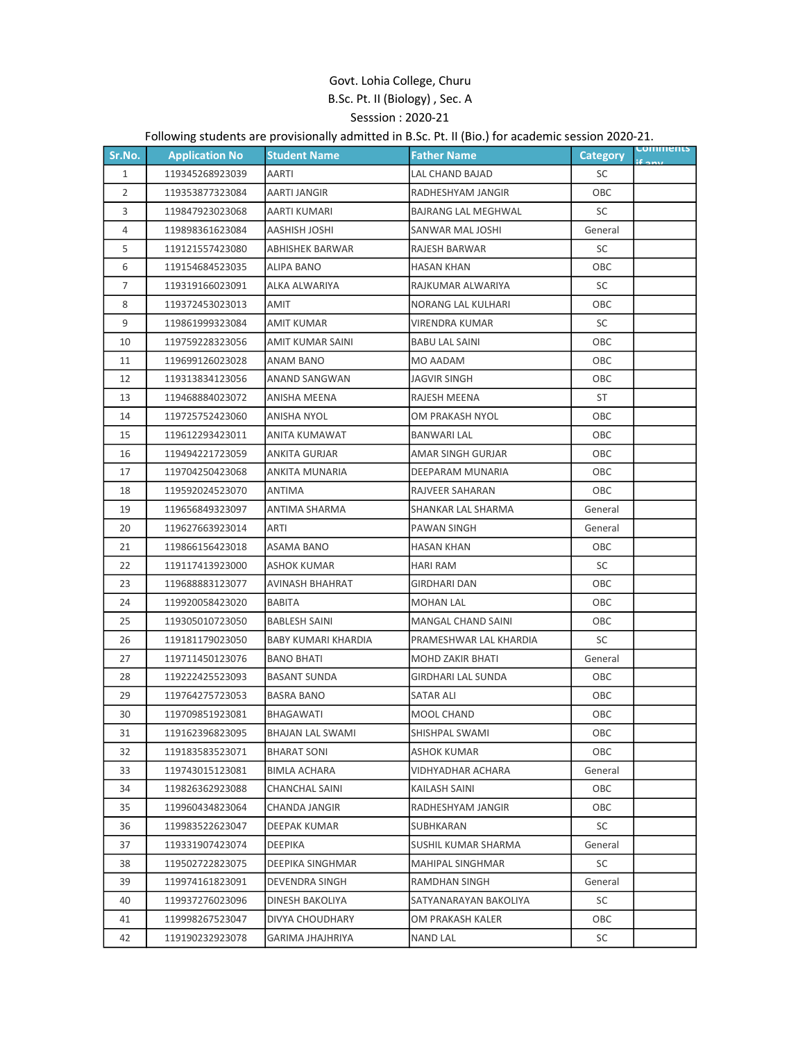Govt. Lohia College, Churu

B.Sc. Pt. II (Biology) , Sec. A

Sesssion : 2020-21

Following students are provisionally admitted in B.Sc. Pt. II (Bio.) for academic session 2020-21.

| Sr.No. | Application No | Student Name | Father Name | Category | Comments if any |
|---|---|---|---|---|---|
| 1 | 119345268923039 | AARTI | LAL CHAND BAJAD | SC | |
| 2 | 119353877323084 | AARTI JANGIR | RADHESHYAM JANGIR | OBC | |
| 3 | 119847923023068 | AARTI KUMARI | BAJRANG LAL MEGHWAL | SC | |
| 4 | 119898361623084 | AASHISH JOSHI | SANWAR MAL JOSHI | General | |
| 5 | 119121557423080 | ABHISHEK BARWAR | RAJESH BARWAR | SC | |
| 6 | 119154684523035 | ALIPA BANO | HASAN KHAN | OBC | |
| 7 | 119319166023091 | ALKA ALWARIYA | RAJKUMAR ALWARIYA | SC | |
| 8 | 119372453023013 | AMIT | NORANG LAL KULHARI | OBC | |
| 9 | 119861999323084 | AMIT KUMAR | VIRENDRA KUMAR | SC | |
| 10 | 119759228323056 | AMIT KUMAR SAINI | BABU LAL SAINI | OBC | |
| 11 | 119699126023028 | ANAM BANO | MO AADAM | OBC | |
| 12 | 119313834123056 | ANAND SANGWAN | JAGVIR SINGH | OBC | |
| 13 | 119468884023072 | ANISHA MEENA | RAJESH MEENA | ST | |
| 14 | 119725752423060 | ANISHA NYOL | OM PRAKASH NYOL | OBC | |
| 15 | 119612293423011 | ANITA KUMAWAT | BANWARI LAL | OBC | |
| 16 | 119494221723059 | ANKITA GURJAR | AMAR SINGH GURJAR | OBC | |
| 17 | 119704250423068 | ANKITA MUNARIA | DEEPARAM MUNARIA | OBC | |
| 18 | 119592024523070 | ANTIMA | RAJVEER SAHARAN | OBC | |
| 19 | 119656849323097 | ANTIMA SHARMA | SHANKAR LAL SHARMA | General | |
| 20 | 119627663923014 | ARTI | PAWAN SINGH | General | |
| 21 | 119866156423018 | ASAMA BANO | HASAN KHAN | OBC | |
| 22 | 119117413923000 | ASHOK KUMAR | HARI RAM | SC | |
| 23 | 119688883123077 | AVINASH BHAHRAT | GIRDHARI DAN | OBC | |
| 24 | 119920058423020 | BABITA | MOHAN LAL | OBC | |
| 25 | 119305010723050 | BABLESH SAINI | MANGAL CHAND SAINI | OBC | |
| 26 | 119181179023050 | BABY KUMARI KHARDIA | PRAMESHWAR LAL KHARDIA | SC | |
| 27 | 119711450123076 | BANO BHATI | MOHD ZAKIR BHATI | General | |
| 28 | 119222425523093 | BASANT SUNDA | GIRDHARI LAL SUNDA | OBC | |
| 29 | 119764275723053 | BASRA BANO | SATAR ALI | OBC | |
| 30 | 119709851923081 | BHAGAWATI | MOOL CHAND | OBC | |
| 31 | 119162396823095 | BHAJAN LAL SWAMI | SHISHPAL SWAMI | OBC | |
| 32 | 119183583523071 | BHARAT SONI | ASHOK KUMAR | OBC | |
| 33 | 119743015123081 | BIMLA ACHARA | VIDHYADHAR ACHARA | General | |
| 34 | 119826362923088 | CHANCHAL SAINI | KAILASH SAINI | OBC | |
| 35 | 119960434823064 | CHANDA JANGIR | RADHESHYAM JANGIR | OBC | |
| 36 | 119983522623047 | DEEPAK KUMAR | SUBHKARAN | SC | |
| 37 | 119331907423074 | DEEPIKA | SUSHIL KUMAR SHARMA | General | |
| 38 | 119502722823075 | DEEPIKA SINGHMAR | MAHIPAL SINGHMAR | SC | |
| 39 | 119974161823091 | DEVENDRA SINGH | RAMDHAN SINGH | General | |
| 40 | 119937276023096 | DINESH BAKOLIYA | SATYANARAYAN BAKOLIYA | SC | |
| 41 | 119998267523047 | DIVYA CHOUDHARY | OM PRAKASH KALER | OBC | |
| 42 | 119190232923078 | GARIMA JHAJHRIYA | NAND LAL | SC | |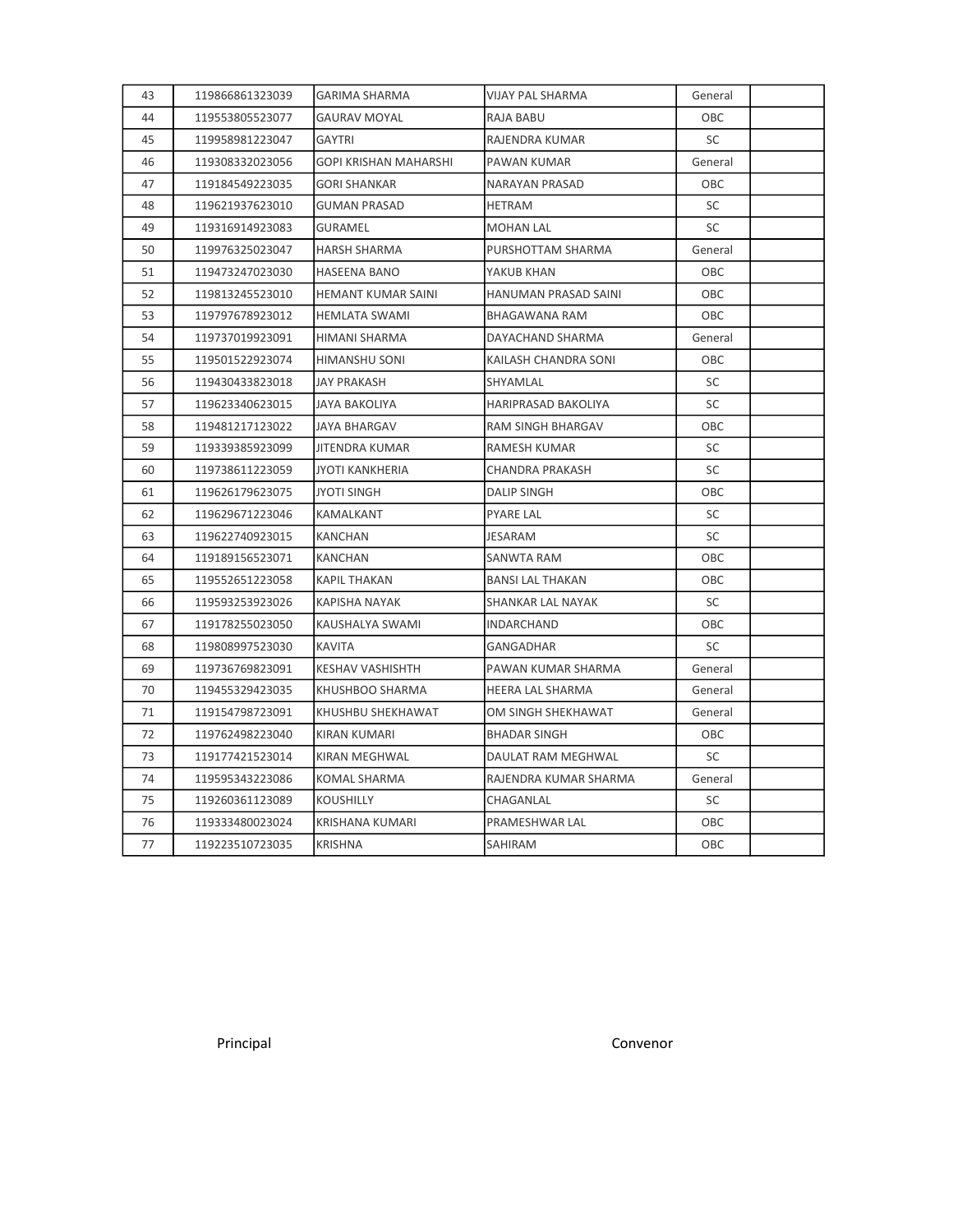| | | | | | |
|---|---|---|---|---|---|
| 43 | 119866861323039 | GARIMA SHARMA | VIJAY PAL SHARMA | General | |
| 44 | 119553805523077 | GAURAV MOYAL | RAJA BABU | OBC | |
| 45 | 119958981223047 | GAYTRI | RAJENDRA KUMAR | SC | |
| 46 | 119308332023056 | GOPI KRISHAN MAHARSHI | PAWAN KUMAR | General | |
| 47 | 119184549223035 | GORI SHANKAR | NARAYAN PRASAD | OBC | |
| 48 | 119621937623010 | GUMAN PRASAD | HETRAM | SC | |
| 49 | 119316914923083 | GURAMEL | MOHAN LAL | SC | |
| 50 | 119976325023047 | HARSH SHARMA | PURSHOTTAM SHARMA | General | |
| 51 | 119473247023030 | HASEENA BANO | YAKUB KHAN | OBC | |
| 52 | 119813245523010 | HEMANT KUMAR SAINI | HANUMAN PRASAD SAINI | OBC | |
| 53 | 119797678923012 | HEMLATA SWAMI | BHAGAWANA RAM | OBC | |
| 54 | 119737019923091 | HIMANI SHARMA | DAYACHAND SHARMA | General | |
| 55 | 119501522923074 | HIMANSHU SONI | KAILASH CHANDRA SONI | OBC | |
| 56 | 119430433823018 | JAY PRAKASH | SHYAMLAL | SC | |
| 57 | 119623340623015 | JAYA BAKOLIYA | HARIPRASAD BAKOLIYA | SC | |
| 58 | 119481217123022 | JAYA BHARGAV | RAM SINGH BHARGAV | OBC | |
| 59 | 119339385923099 | JITENDRA KUMAR | RAMESH KUMAR | SC | |
| 60 | 119738611223059 | JYOTI KANKHERIA | CHANDRA PRAKASH | SC | |
| 61 | 119626179623075 | JYOTI SINGH | DALIP SINGH | OBC | |
| 62 | 119629671223046 | KAMALKANT | PYARE LAL | SC | |
| 63 | 119622740923015 | KANCHAN | JESARAM | SC | |
| 64 | 119189156523071 | KANCHAN | SANWTA RAM | OBC | |
| 65 | 119552651223058 | KAPIL THAKAN | BANSI LAL THAKAN | OBC | |
| 66 | 119593253923026 | KAPISHA NAYAK | SHANKAR LAL NAYAK | SC | |
| 67 | 119178255023050 | KAUSHALYA SWAMI | INDARCHAND | OBC | |
| 68 | 119808997523030 | KAVITA | GANGADHAR | SC | |
| 69 | 119736769823091 | KESHAV VASHISHTH | PAWAN KUMAR SHARMA | General | |
| 70 | 119455329423035 | KHUSHBOO SHARMA | HEERA LAL SHARMA | General | |
| 71 | 119154798723091 | KHUSHBU SHEKHAWAT | OM SINGH SHEKHAWAT | General | |
| 72 | 119762498223040 | KIRAN KUMARI | BHADAR SINGH | OBC | |
| 73 | 119177421523014 | KIRAN MEGHWAL | DAULAT RAM MEGHWAL | SC | |
| 74 | 119595343223086 | KOMAL SHARMA | RAJENDRA KUMAR SHARMA | General | |
| 75 | 119260361123089 | KOUSHILLY | CHAGANLAL | SC | |
| 76 | 119333480023024 | KRISHANA KUMARI | PRAMESHWAR LAL | OBC | |
| 77 | 119223510723035 | KRISHNA | SAHIRAM | OBC | |

Principal

Convenor